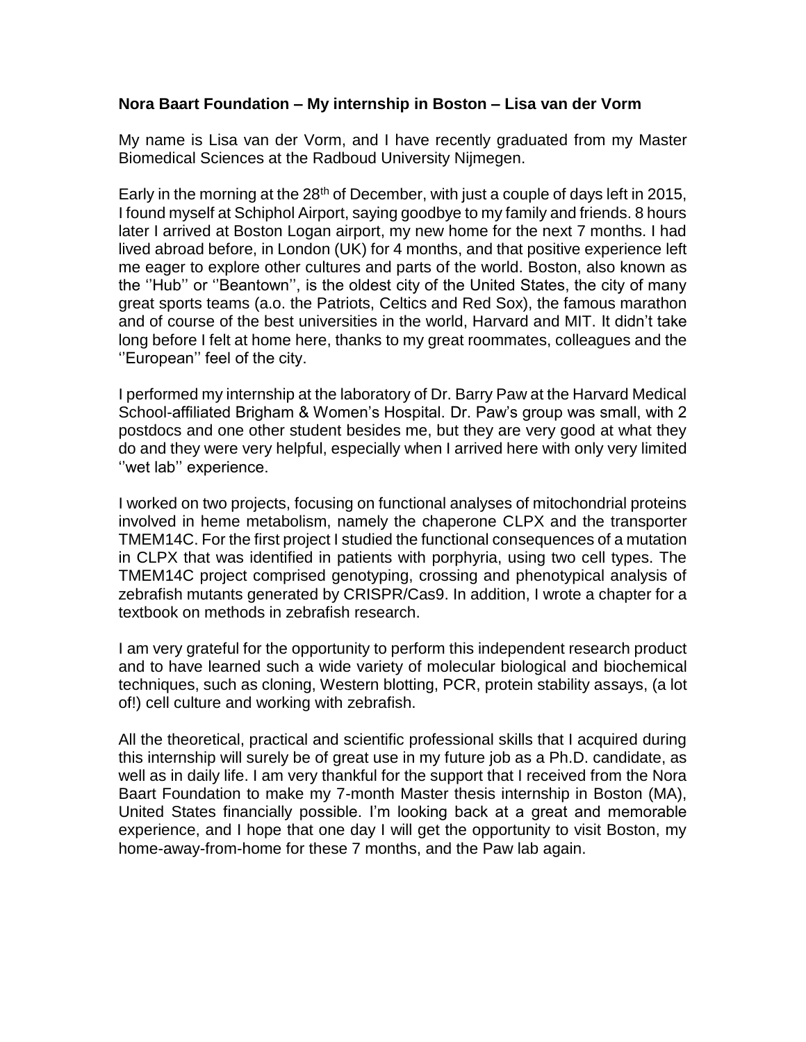**Nora Baart Foundation – My internship in Boston – Lisa van der Vorm**

My name is Lisa van der Vorm, and I have recently graduated from my Master Biomedical Sciences at the Radboud University Nijmegen.

Early in the morning at the 28th of December, with just a couple of days left in 2015, I found myself at Schiphol Airport, saying goodbye to my family and friends. 8 hours later I arrived at Boston Logan airport, my new home for the next 7 months. I had lived abroad before, in London (UK) for 4 months, and that positive experience left me eager to explore other cultures and parts of the world. Boston, also known as the ''Hub'' or ''Beantown'', is the oldest city of the United States, the city of many great sports teams (a.o. the Patriots, Celtics and Red Sox), the famous marathon and of course of the best universities in the world, Harvard and MIT. It didn't take long before I felt at home here, thanks to my great roommates, colleagues and the ''European'' feel of the city.

I performed my internship at the laboratory of Dr. Barry Paw at the Harvard Medical School-affiliated Brigham & Women's Hospital. Dr. Paw's group was small, with 2 postdocs and one other student besides me, but they are very good at what they do and they were very helpful, especially when I arrived here with only very limited ''wet lab'' experience.

I worked on two projects, focusing on functional analyses of mitochondrial proteins involved in heme metabolism, namely the chaperone CLPX and the transporter TMEM14C. For the first project I studied the functional consequences of a mutation in CLPX that was identified in patients with porphyria, using two cell types. The TMEM14C project comprised genotyping, crossing and phenotypical analysis of zebrafish mutants generated by CRISPR/Cas9. In addition, I wrote a chapter for a textbook on methods in zebrafish research.

I am very grateful for the opportunity to perform this independent research product and to have learned such a wide variety of molecular biological and biochemical techniques, such as cloning, Western blotting, PCR, protein stability assays, (a lot of!) cell culture and working with zebrafish.

All the theoretical, practical and scientific professional skills that I acquired during this internship will surely be of great use in my future job as a Ph.D. candidate, as well as in daily life. I am very thankful for the support that I received from the Nora Baart Foundation to make my 7-month Master thesis internship in Boston (MA), United States financially possible. I'm looking back at a great and memorable experience, and I hope that one day I will get the opportunity to visit Boston, my home-away-from-home for these 7 months, and the Paw lab again.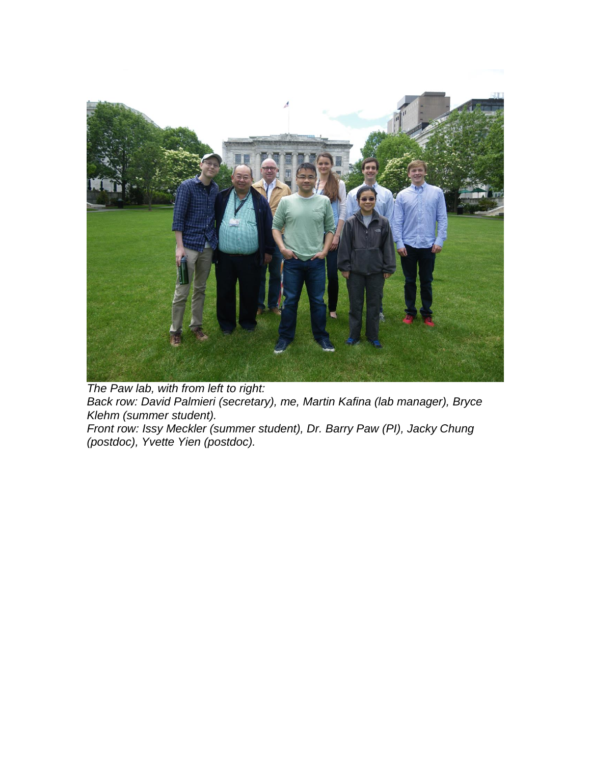*The Paw lab, with from left to right:*
*Back row: David Palmieri (secretary), me, Martin Kafina (lab manager), Bryce Klehm (summer student).*
*Front row: Issy Meckler (summer student), Dr. Barry Paw (PI), Jacky Chung (postdoc), Yvette Yien (postdoc).*